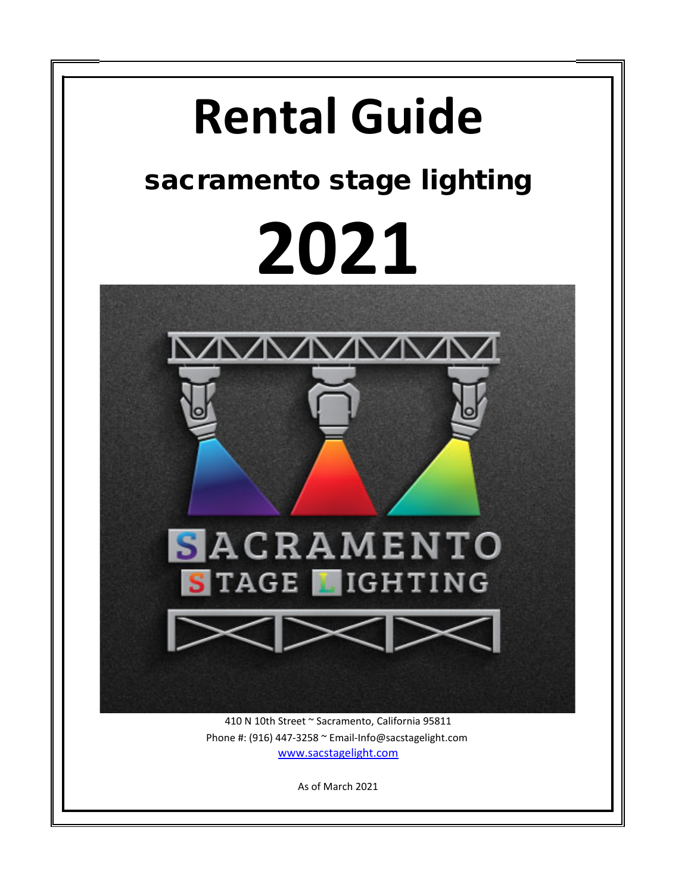# Rental Guide

## sacramento stage lighting

# 2021

410 N 10th Street ~ Sacramento, California 95811

Phone #: (916) 447-3258 ~ Email-Info@sacstagelight.com

www.sacstagelight.com

As of March 2021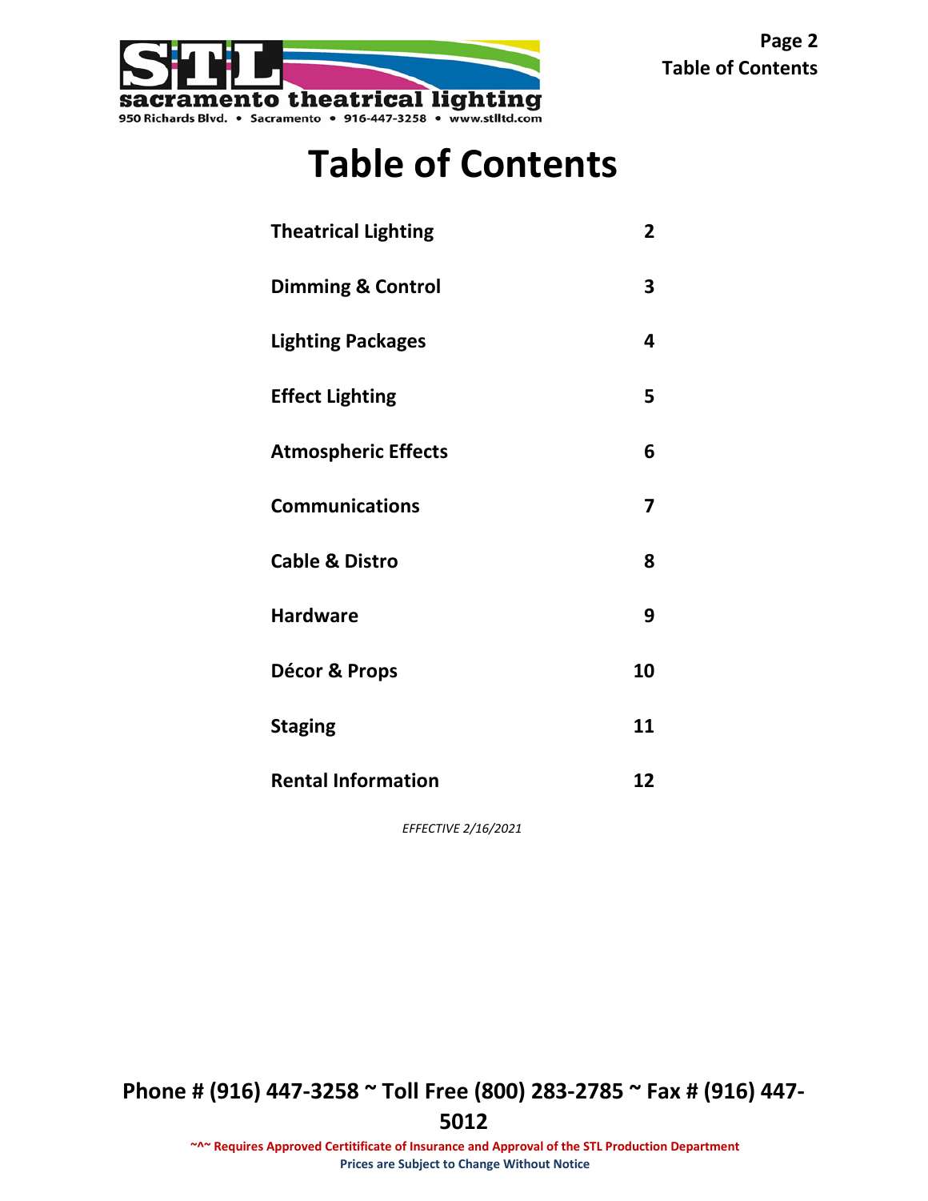sacramento theatrical lighting
950 Richards Blvd. • Sacramento • 916-447-3258 • www.stlltd.com

# Table of Contents

| | |
|---|---|
| **Theatrical Lighting** | **2** |
| **Dimming & Control** | **3** |
| **Lighting Packages** | **4** |
| **Effect Lighting** | **5** |
| **Atmospheric Effects** | **6** |
| **Communications** | **7** |
| **Cable & Distro** | **8** |
| **Hardware** | **9** |
| **Décor & Props** | **10** |
| **Staging** | **11** |
| **Rental Information** | **12** |

*EFFECTIVE 2/16/2021*

**Phone # (916) 447-3258 ~ Toll Free (800) 283-2785 ~ Fax # (916) 447-5012**

**~^~ Requires Approved Certitificate of Insurance and Approval of the STL Production Department**

**Prices are Subject to Change Without Notice**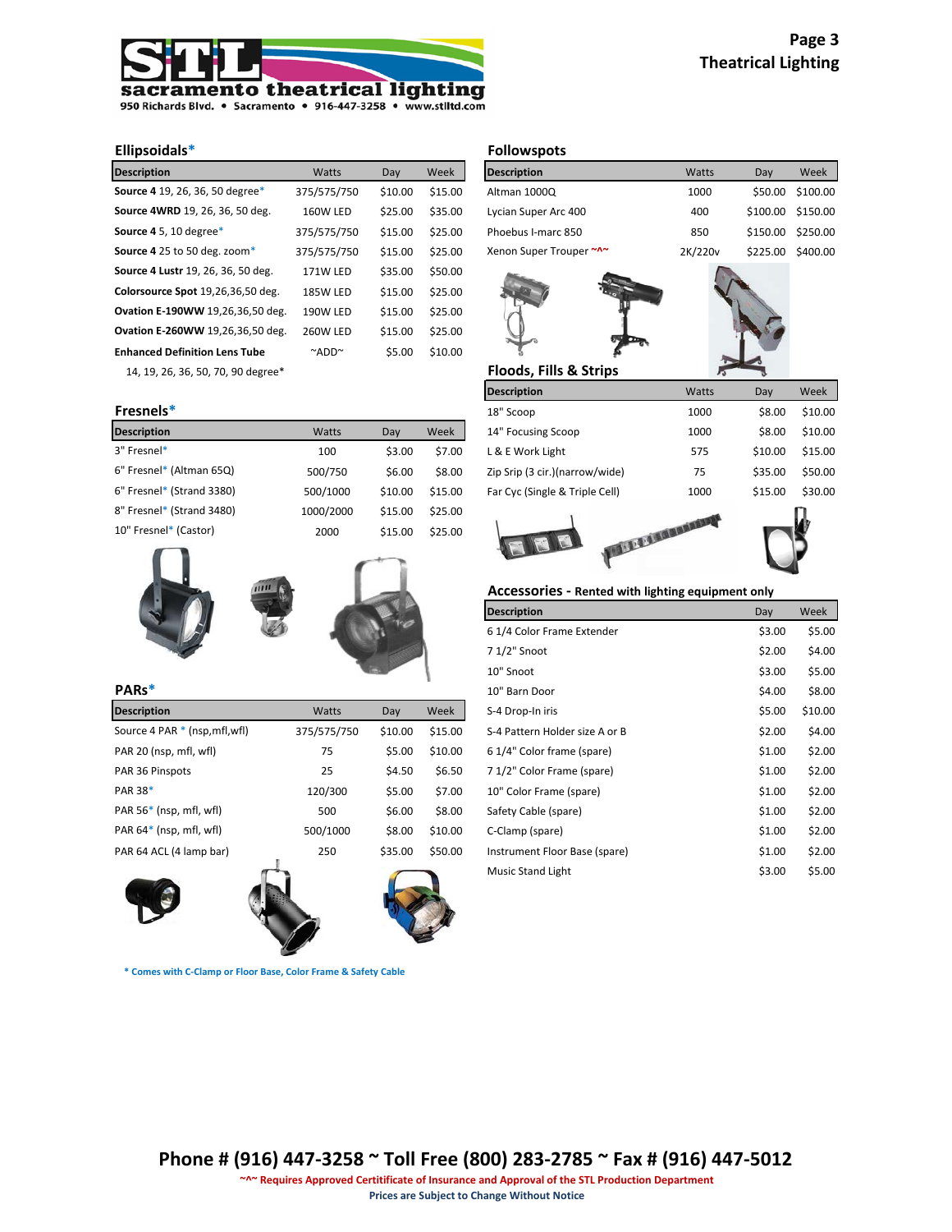# Theatrical Lighting

## Ellipsoidals*

| Description | Watts | Day | Week |
|---|---|---|---|
| **Source 4** 19, 26, 36, 50 degree* | 375/575/750 | $10.00 | $15.00 |
| **Source 4WRD** 19, 26, 36, 50 deg. | 160W LED | $25.00 | $35.00 |
| **Source 4** 5, 10 degree* | 375/575/750 | $15.00 | $25.00 |
| **Source 4** 25 to 50 deg. zoom* | 375/575/750 | $15.00 | $25.00 |
| **Source 4 Lustr** 19, 26, 36, 50 deg. | 171W LED | $35.00 | $50.00 |
| **Colorsource Spot** 19,26,36,50 deg. | 185W LED | $15.00 | $25.00 |
| **Ovation E-190WW** 19,26,36,50 deg. | 190W LED | $15.00 | $25.00 |
| **Ovation E-260WW** 19,26,36,50 deg. | 260W LED | $15.00 | $25.00 |
| **Enhanced Definition Lens Tube** 14, 19, 26, 36, 50, 70, 90 degree* | ~ADD~ | $5.00 | $10.00 |

## Fresnels*

| Description | Watts | Day | Week |
|---|---|---|---|
| 3" Fresnel* | 100 | $3.00 | $7.00 |
| 6" Fresnel* (Altman 65Q) | 500/750 | $6.00 | $8.00 |
| 6" Fresnel* (Strand 3380) | 500/1000 | $10.00 | $15.00 |
| 8" Fresnel* (Strand 3480) | 1000/2000 | $15.00 | $25.00 |
| 10" Fresnel* (Castor) | 2000 | $15.00 | $25.00 |

## PARs*

| Description | Watts | Day | Week |
|---|---|---|---|
| Source 4 PAR * (nsp,mfl,wfl) | 375/575/750 | $10.00 | $15.00 |
| PAR 20 (nsp, mfl, wfl) | 75 | $5.00 | $10.00 |
| PAR 36 Pinspots | 25 | $4.50 | $6.50 |
| PAR 38* | 120/300 | $5.00 | $7.00 |
| PAR 56* (nsp, mfl, wfl) | 500 | $6.00 | $8.00 |
| PAR 64* (nsp, mfl, wfl) | 500/1000 | $8.00 | $10.00 |
| PAR 64 ACL (4 lamp bar) | 250 | $35.00 | $50.00 |

\* Comes with C-Clamp or Floor Base, Color Frame & Safety Cable

## Followspots

| Description | Watts | Day | Week |
|---|---|---|---|
| Altman 1000Q | 1000 | $50.00 | $100.00 |
| Lycian Super Arc 400 | 400 | $100.00 | $150.00 |
| Phoebus I-marc 850 | 850 | $150.00 | $250.00 |
| Xenon Super Trouper ~^~ | 2K/220v | $225.00 | $400.00 |

## Floods, Fills & Strips

| Description | Watts | Day | Week |
|---|---|---|---|
| 18" Scoop | 1000 | $8.00 | $10.00 |
| 14" Focusing Scoop | 1000 | $8.00 | $10.00 |
| L & E Work Light | 575 | $10.00 | $15.00 |
| Zip Srip (3 cir.)(narrow/wide) | 75 | $35.00 | $50.00 |
| Far Cyc (Single & Triple Cell) | 1000 | $15.00 | $30.00 |

## Accessories - Rented with lighting equipment only

| Description | Day | Week |
|---|---|---|
| 6 1/4 Color Frame Extender | $3.00 | $5.00 |
| 7 1/2" Snoot | $2.00 | $4.00 |
| 10" Snoot | $3.00 | $5.00 |
| 10" Barn Door | $4.00 | $8.00 |
| S-4 Drop-In iris | $5.00 | $10.00 |
| S-4 Pattern Holder size A or B | $2.00 | $4.00 |
| 6 1/4" Color frame (spare) | $1.00 | $2.00 |
| 7 1/2" Color Frame (spare) | $1.00 | $2.00 |
| 10" Color Frame (spare) | $1.00 | $2.00 |
| Safety Cable (spare) | $1.00 | $2.00 |
| C-Clamp (spare) | $1.00 | $2.00 |
| Instrument Floor Base (spare) | $1.00 | $2.00 |
| Music Stand Light | $3.00 | $5.00 |

**Phone # (916) 447-3258 ~ Toll Free (800) 283-2785 ~ Fax # (916) 447-5012**

~^~ Requires Approved Certitificate of Insurance and Approval of the STL Production Department

Prices are Subject to Change Without Notice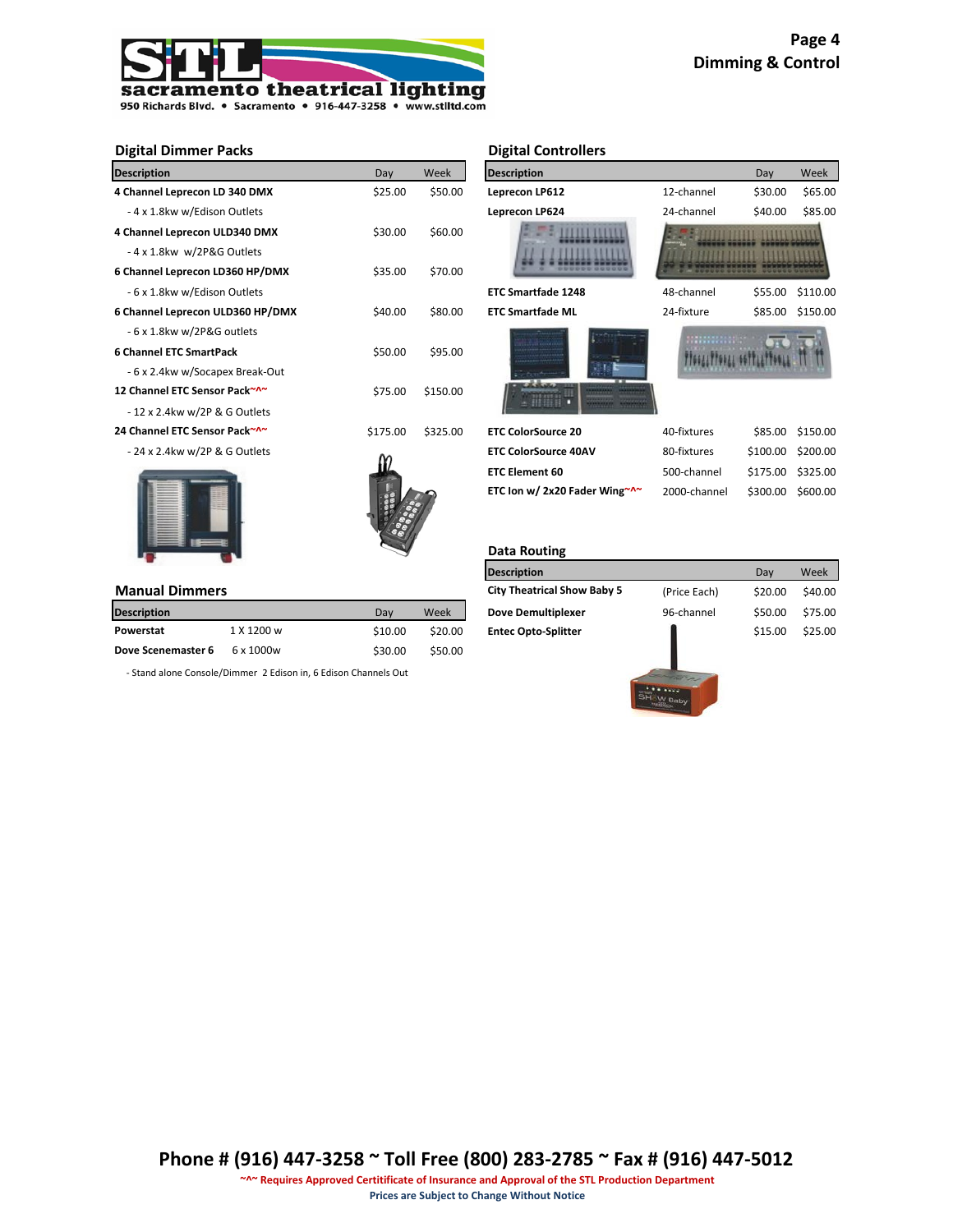# Dimming & Control

## Digital Dimmer Packs

| Description | Day | Week |
|---|---|---|
| **4 Channel Leprecon LD 340 DMX** | $25.00 | $50.00 |
| - 4 x 1.8kw w/Edison Outlets | | |
| **4 Channel Leprecon ULD340 DMX** | $30.00 | $60.00 |
| - 4 x 1.8kw w/2P&G Outlets | | |
| **6 Channel Leprecon LD360 HP/DMX** | $35.00 | $70.00 |
| - 6 x 1.8kw w/Edison Outlets | | |
| **6 Channel Leprecon ULD360 HP/DMX** | $40.00 | $80.00 |
| - 6 x 1.8kw w/2P&G outlets | | |
| **6 Channel ETC SmartPack** | $50.00 | $95.00 |
| - 6 x 2.4kw w/Socapex Break-Out | | |
| **12 Channel ETC Sensor Pack~^~** | $75.00 | $150.00 |
| - 12 x 2.4kw w/2P & G Outlets | | |
| **24 Channel ETC Sensor Pack~^~** | $175.00 | $325.00 |
| - 24 x 2.4kw w/2P & G Outlets | | |

## Manual Dimmers

| Description | | Day | Week |
|---|---|---|---|
| **Powerstat** | 1 X 1200 w | $10.00 | $20.00 |
| **Dove Scenemaster 6** | 6 x 1000w | $30.00 | $50.00 |

- Stand alone Console/Dimmer 2 Edison in, 6 Edison Channels Out

## Digital Controllers

| Description | | Day | Week |
|---|---|---|---|
| **Leprecon LP612** | 12-channel | $30.00 | $65.00 |
| **Leprecon LP624** | 24-channel | $40.00 | $85.00 |
| **ETC Smartfade 1248** | 48-channel | $55.00 | $110.00 |
| **ETC Smartfade ML** | 24-fixture | $85.00 | $150.00 |
| **ETC ColorSource 20** | 40-fixtures | $85.00 | $150.00 |
| **ETC ColorSource 40AV** | 80-fixtures | $100.00 | $200.00 |
| **ETC Element 60** | 500-channel | $175.00 | $325.00 |
| **ETC Ion w/ 2x20 Fader Wing~^~** | 2000-channel | $300.00 | $600.00 |

## Data Routing

| Description | | Day | Week |
|---|---|---|---|
| **City Theatrical Show Baby 5** | (Price Each) | $20.00 | $40.00 |
| **Dove Demultiplexer** | 96-channel | $50.00 | $75.00 |
| **Entec Opto-Splitter** | | $15.00 | $25.00 |

**Phone # (916) 447-3258 ~ Toll Free (800) 283-2785 ~ Fax # (916) 447-5012**

**~^~ Requires Approved Certitificate of Insurance and Approval of the STL Production Department**

**Prices are Subject to Change Without Notice**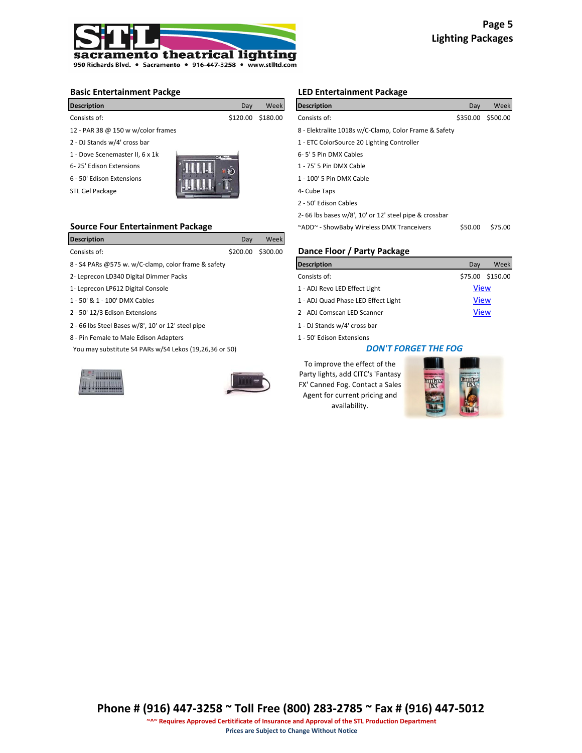**sacramento theatrical lighting**
950 Richards Blvd. • Sacramento • 916-447-3258 • www.stlltd.com

## Lighting Packages

### Basic Entertainment Packge

| Description | Day | Week |
|---|---|---|
| Consists of: | $120.00 | $180.00 |
| 12 - PAR 38 @ 150 w w/color frames | | |
| 2 - DJ Stands w/4' cross bar | | |
| 1 - Dove Scenemaster II, 6 x 1k | | |
| 6- 25' Edison Extensions | | |
| 6 - 50' Edison Extensions | | |
| STL Gel Package | | |

### Source Four Entertainment Package

| Description | Day | Week |
|---|---|---|
| Consists of: | $200.00 | $300.00 |
| 8 - S4 PARs @575 w. w/C-clamp, color frame & safety | | |
| 2- Leprecon LD340 Digital Dimmer Packs | | |
| 1- Leprecon LP612 Digital Console | | |
| 1 - 50' & 1 - 100' DMX Cables | | |
| 2 - 50' 12/3 Edison Extensions | | |
| 2 - 66 lbs Steel Bases w/8', 10' or 12' steel pipe | | |
| 8 - Pin Female to Male Edison Adapters | | |
| You may substitute S4 PARs w/S4 Lekos (19,26,36 or 50) | | |

### LED Entertainment Package

| Description | Day | Week |
|---|---|---|
| Consists of: | $350.00 | $500.00 |
| 8 - Elektralite 1018s w/C-Clamp, Color Frame & Safety | | |
| 1 - ETC ColorSource 20 Lighting Controller | | |
| 6- 5' 5 Pin DMX Cables | | |
| 1 - 75' 5 Pin DMX Cable | | |
| 1 - 100' 5 Pin DMX Cable | | |
| 4- Cube Taps | | |
| 2 - 50' Edison Cables | | |
| 2- 66 lbs bases w/8', 10' or 12' steel pipe & crossbar | | |
| ~ADD~ - ShowBaby Wireless DMX Tranceivers | $50.00 | $75.00 |

### Dance Floor / Party Package

| Description | Day | Week |
|---|---|---|
| Consists of: | $75.00 | $150.00 |
| 1 - ADJ Revo LED Effect Light | View | |
| 1 - ADJ Quad Phase LED Effect Light | View | |
| 2 - ADJ Comscan LED Scanner | View | |
| 1 - DJ Stands w/4' cross bar | | |
| 1 - 50' Edison Extensions | | |

***DON'T FORGET THE FOG***

To improve the effect of the Party lights, add CITC's 'Fantasy FX' Canned Fog. Contact a Sales Agent for current pricing and availability.

**Phone # (916) 447-3258 ~ Toll Free (800) 283-2785 ~ Fax # (916) 447-5012**

**~^~ Requires Approved Certitificate of Insurance and Approval of the STL Production Department**

**Prices are Subject to Change Without Notice**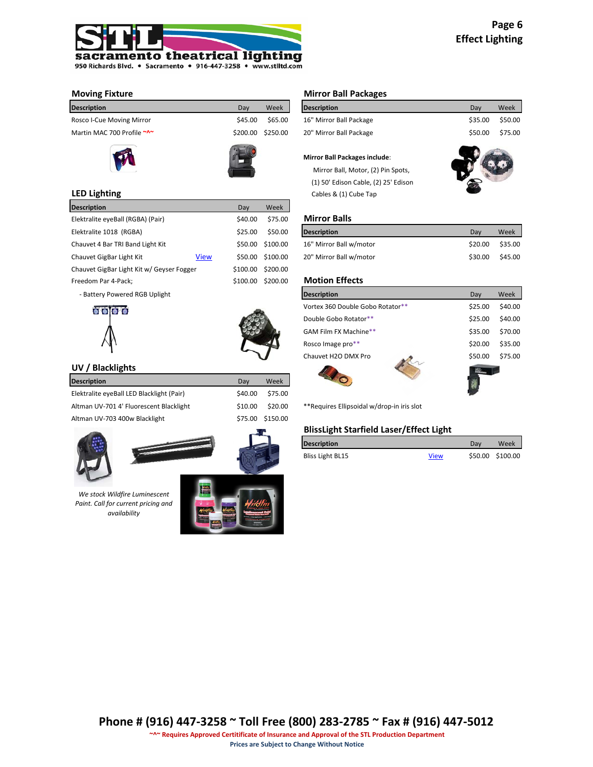# Effect Lighting

## Moving Fixture

| Description | Day | Week |
|---|---|---|
| Rosco I-Cue Moving Mirror | $45.00 | $65.00 |
| Martin MAC 700 Profile ~^~ | $200.00 | $250.00 |

## LED Lighting

| Description | | Day | Week |
|---|---|---|---|
| Elektralite eyeBall (RGBA) (Pair) | | $40.00 | $75.00 |
| Elektralite 1018 (RGBA) | | $25.00 | $50.00 |
| Chauvet 4 Bar TRI Band Light Kit | | $50.00 | $100.00 |
| Chauvet GigBar Light Kit | View | $50.00 | $100.00 |
| Chauvet GigBar Light Kit w/ Geyser Fogger | | $100.00 | $200.00 |
| Freedom Par 4-Pack; | | $100.00 | $200.00 |
| - Battery Powered RGB Uplight | | | |

## UV / Blacklights

| Description | Day | Week |
|---|---|---|
| Elektralite eyeBall LED Blacklight (Pair) | $40.00 | $75.00 |
| Altman UV-701 4' Fluorescent Blacklight | $10.00 | $20.00 |
| Altman UV-703 400w Blacklight | $75.00 | $150.00 |

*We stock Wildfire Luminescent Paint. Call for current pricing and availability*

## Mirror Ball Packages

| Description | Day | Week |
|---|---|---|
| 16" Mirror Ball Package | $35.00 | $50.00 |
| 20" Mirror Ball Package | $50.00 | $75.00 |

**Mirror Ball Packages include**:

Mirror Ball, Motor, (2) Pin Spots, (1) 50' Edison Cable, (2) 25' Edison Cables & (1) Cube Tap

## Mirror Balls

| Description | Day | Week |
|---|---|---|
| 16" Mirror Ball w/motor | $20.00 | $35.00 |
| 20" Mirror Ball w/motor | $30.00 | $45.00 |

## Motion Effects

| Description | Day | Week |
|---|---|---|
| Vortex 360 Double Gobo Rotator** | $25.00 | $40.00 |
| Double Gobo Rotator** | $25.00 | $40.00 |
| GAM Film FX Machine** | $35.00 | $70.00 |
| Rosco Image pro** | $20.00 | $35.00 |
| Chauvet H2O DMX Pro | $50.00 | $75.00 |

**Requires Ellipsoidal w/drop-in iris slot

## BlissLight Starfield Laser/Effect Light

| Description | | Day | Week |
|---|---|---|---|
| Bliss Light BL15 | View | $50.00 | $100.00 |

**Phone # (916) 447-3258 ~ Toll Free (800) 283-2785 ~ Fax # (916) 447-5012**

**~^~ Requires Approved Certitificate of Insurance and Approval of the STL Production Department**

**Prices are Subject to Change Without Notice**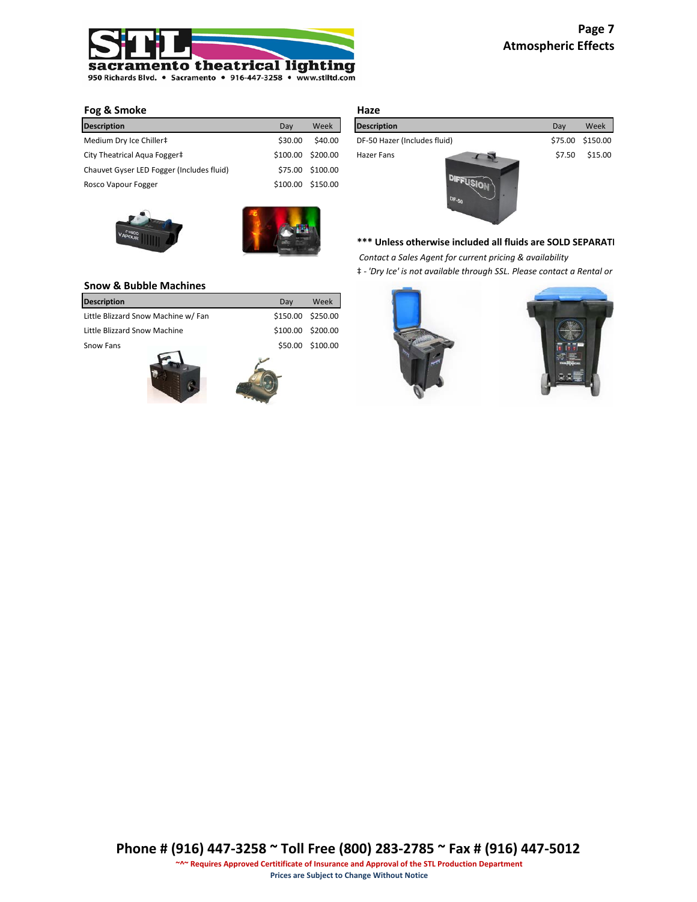# Atmospheric Effects

## Fog & Smoke

| Description | Day | Week |
|---|---|---|
| Medium Dry Ice Chiller‡ | $30.00 | $40.00 |
| City Theatrical Aqua Fogger‡ | $100.00 | $200.00 |
| Chauvet Gyser LED Fogger (Includes fluid) | $75.00 | $100.00 |
| Rosco Vapour Fogger | $100.00 | $150.00 |

## Haze

| Description | Day | Week |
|---|---|---|
| DF-50 Hazer (Includes fluid) | $75.00 | $150.00 |
| Hazer Fans | $7.50 | $15.00 |

**\*\*\* Unless otherwise included all fluids are SOLD SEPARATI**

*Contact a Sales Agent for current pricing & availability*

‡ - *'Dry Ice' is not available through SSL. Please contact a Rental or*

## Snow & Bubble Machines

| Description | Day | Week |
|---|---|---|
| Little Blizzard Snow Machine w/ Fan | $150.00 | $250.00 |
| Little Blizzard Snow Machine | $100.00 | $200.00 |
| Snow Fans | $50.00 | $100.00 |

**Phone # (916) 447-3258 ~ Toll Free (800) 283-2785 ~ Fax # (916) 447-5012**

**~^~ Requires Approved Certitificate of Insurance and Approval of the STL Production Department**

**Prices are Subject to Change Without Notice**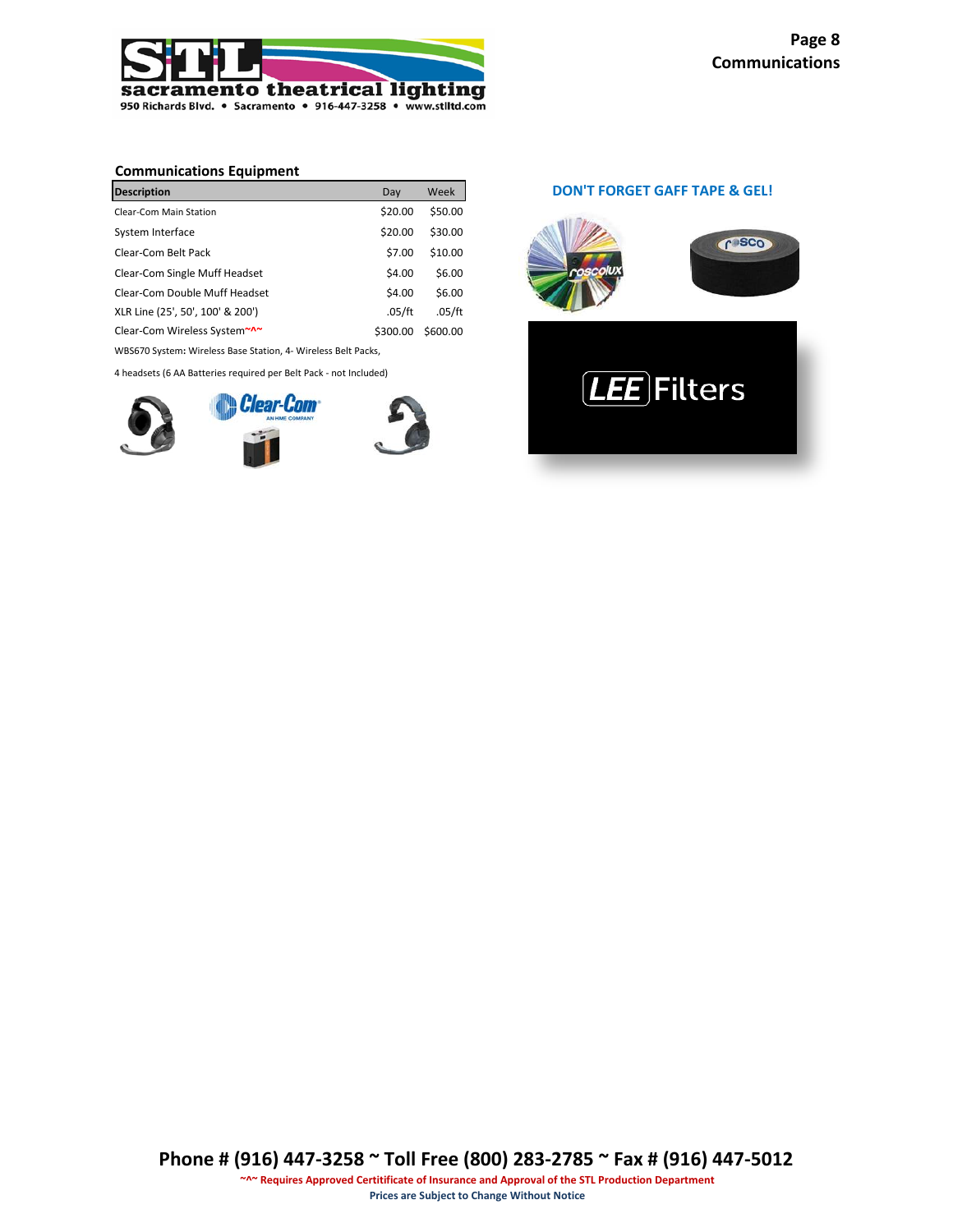## Communications Equipment

| Description | Day | Week |
|---|---|---|
| Clear-Com Main Station | $20.00 | $50.00 |
| System Interface | $20.00 | $30.00 |
| Clear-Com Belt Pack | $7.00 | $10.00 |
| Clear-Com Single Muff Headset | $4.00 | $6.00 |
| Clear-Com Double Muff Headset | $4.00 | $6.00 |
| XLR Line (25', 50', 100' & 200') | .05/ft | .05/ft |
| Clear-Com Wireless System~^~ | $300.00 | $600.00 |

WBS670 System: Wireless Base Station, 4- Wireless Belt Packs,

4 headsets (6 AA Batteries required per Belt Pack - not Included)

**DON'T FORGET GAFF TAPE & GEL!**

Phone # (916) 447-3258 ~ Toll Free (800) 283-2785 ~ Fax # (916) 447-5012

~^~ Requires Approved Certitificate of Insurance and Approval of the STL Production Department

Prices are Subject to Change Without Notice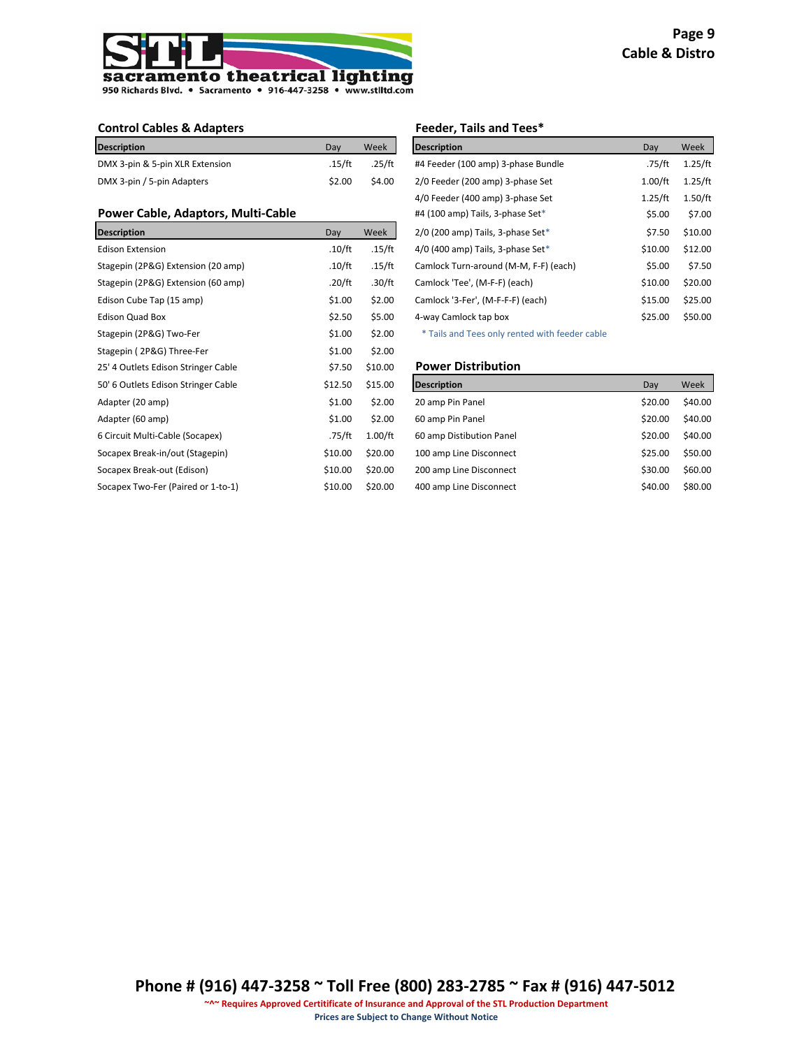# Cable & Distro

## Control Cables & Adapters

| Description | Day | Week |
|---|---|---|
| DMX 3-pin & 5-pin XLR Extension | .15/ft | .25/ft |
| DMX 3-pin / 5-pin Adapters | $2.00 | $4.00 |

## Power Cable, Adaptors, Multi-Cable

| Description | Day | Week |
|---|---|---|
| Edison Extension | .10/ft | .15/ft |
| Stagepin (2P&G) Extension (20 amp) | .10/ft | .15/ft |
| Stagepin (2P&G) Extension (60 amp) | .20/ft | .30/ft |
| Edison Cube Tap (15 amp) | $1.00 | $2.00 |
| Edison Quad Box | $2.50 | $5.00 |
| Stagepin (2P&G) Two-Fer | $1.00 | $2.00 |
| Stagepin ( 2P&G) Three-Fer | $1.00 | $2.00 |
| 25' 4 Outlets Edison Stringer Cable | $7.50 | $10.00 |
| 50' 6 Outlets Edison Stringer Cable | $12.50 | $15.00 |
| Adapter (20 amp) | $1.00 | $2.00 |
| Adapter (60 amp) | $1.00 | $2.00 |
| 6 Circuit Multi-Cable (Socapex) | .75/ft | 1.00/ft |
| Socapex Break-in/out (Stagepin) | $10.00 | $20.00 |
| Socapex Break-out (Edison) | $10.00 | $20.00 |
| Socapex Two-Fer (Paired or 1-to-1) | $10.00 | $20.00 |

## Feeder, Tails and Tees*

| Description | Day | Week |
|---|---|---|
| #4 Feeder (100 amp) 3-phase Bundle | .75/ft | 1.25/ft |
| 2/0 Feeder (200 amp) 3-phase Set | 1.00/ft | 1.25/ft |
| 4/0 Feeder (400 amp) 3-phase Set | 1.25/ft | 1.50/ft |
| #4 (100 amp) Tails, 3-phase Set* | $5.00 | $7.00 |
| 2/0 (200 amp) Tails, 3-phase Set* | $7.50 | $10.00 |
| 4/0 (400 amp) Tails, 3-phase Set* | $10.00 | $12.00 |
| Camlock Turn-around (M-M, F-F) (each) | $5.00 | $7.50 |
| Camlock 'Tee', (M-F-F) (each) | $10.00 | $20.00 |
| Camlock '3-Fer', (M-F-F-F) (each) | $15.00 | $25.00 |
| 4-way Camlock tap box | $25.00 | $50.00 |

* Tails and Tees only rented with feeder cable

## Power Distribution

| Description | Day | Week |
|---|---|---|
| 20 amp Pin Panel | $20.00 | $40.00 |
| 60 amp Pin Panel | $20.00 | $40.00 |
| 60 amp Distibution Panel | $20.00 | $40.00 |
| 100 amp Line Disconnect | $25.00 | $50.00 |
| 200 amp Line Disconnect | $30.00 | $60.00 |
| 400 amp Line Disconnect | $40.00 | $80.00 |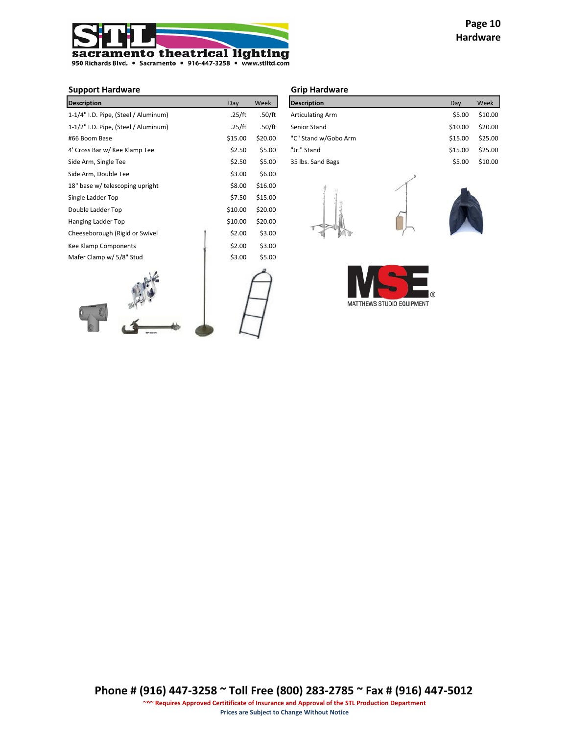# Hardware

sacramento theatrical lighting
950 Richards Blvd. • Sacramento • 916-447-3258 • www.stlltd.com

## Support Hardware

| Description | Day | Week |
|---|---|---|
| 1-1/4" I.D. Pipe, (Steel / Aluminum) | .25/ft | .50/ft |
| 1-1/2" I.D. Pipe, (Steel / Aluminum) | .25/ft | .50/ft |
| #66 Boom Base | $15.00 | $20.00 |
| 4' Cross Bar w/ Kee Klamp Tee | $2.50 | $5.00 |
| Side Arm, Single Tee | $2.50 | $5.00 |
| Side Arm, Double Tee | $3.00 | $6.00 |
| 18" base w/ telescoping upright | $8.00 | $16.00 |
| Single Ladder Top | $7.50 | $15.00 |
| Double Ladder Top | $10.00 | $20.00 |
| Hanging Ladder Top | $10.00 | $20.00 |
| Cheeseborough (Rigid or Swivel | $2.00 | $3.00 |
| Kee Klamp Components | $2.00 | $3.00 |
| Mafer Clamp w/ 5/8" Stud | $3.00 | $5.00 |

## Grip Hardware

| Description | Day | Week |
|---|---|---|
| Articulating Arm | $5.00 | $10.00 |
| Senior Stand | $10.00 | $20.00 |
| "C" Stand w/Gobo Arm | $15.00 | $25.00 |
| "Jr." Stand | $15.00 | $25.00 |
| 35 lbs. Sand Bags | $5.00 | $10.00 |

MATTHEWS STUDIO EQUIPMENT

**Phone # (916) 447-3258 ~ Toll Free (800) 283-2785 ~ Fax # (916) 447-5012**

**~^~ Requires Approved Certitificate of Insurance and Approval of the STL Production Department**

**Prices are Subject to Change Without Notice**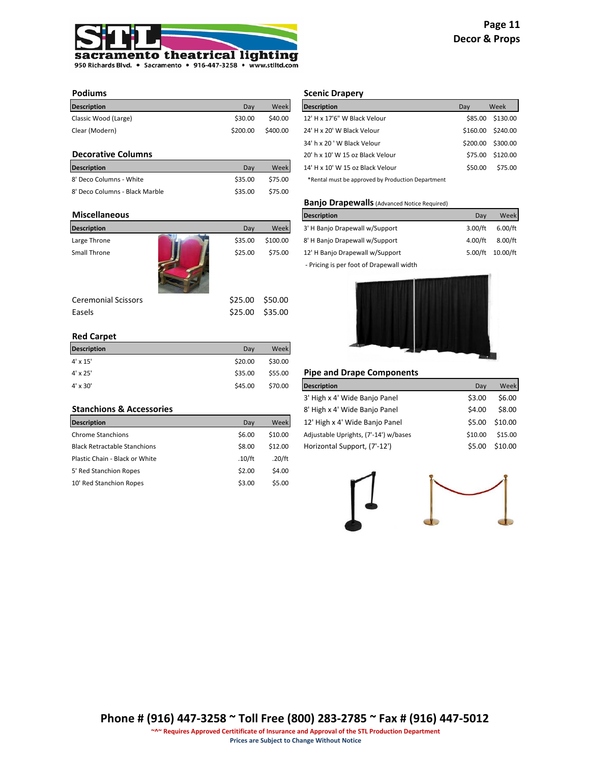# Decor & Props

## Podiums

| Description | Day | Week |
|---|---|---|
| Classic Wood (Large) | $30.00 | $40.00 |
| Clear (Modern) | $200.00 | $400.00 |

## Decorative Columns

| Description | Day | Week |
|---|---|---|
| 8' Deco Columns - White | $35.00 | $75.00 |
| 8' Deco Columns - Black Marble | $35.00 | $75.00 |

## Miscellaneous

| Description | Day | Week |
|---|---|---|
| Large Throne | $35.00 | $100.00 |
| Small Throne | $25.00 | $75.00 |
| Ceremonial Scissors | $25.00 | $50.00 |
| Easels | $25.00 | $35.00 |

## Red Carpet

| Description | Day | Week |
|---|---|---|
| 4' x 15' | $20.00 | $30.00 |
| 4' x 25' | $35.00 | $55.00 |
| 4' x 30' | $45.00 | $70.00 |

## Stanchions & Accessories

| Description | Day | Week |
|---|---|---|
| Chrome Stanchions | $6.00 | $10.00 |
| Black Retractable Stanchions | $8.00 | $12.00 |
| Plastic Chain - Black or White | .10/ft | .20/ft |
| 5' Red Stanchion Ropes | $2.00 | $4.00 |
| 10' Red Stanchion Ropes | $3.00 | $5.00 |

## Scenic Drapery

| Description | Day | Week |
|---|---|---|
| 12' H x 17'6" W Black Velour | $85.00 | $130.00 |
| 24' H x 20' W Black Velour | $160.00 | $240.00 |
| 34' h x 20 ' W Black Velour | $200.00 | $300.00 |
| 20' h x 10' W 15 oz Black Velour | $75.00 | $120.00 |
| 14' H x 10' W 15 oz Black Velour | $50.00 | $75.00 |

*Rental must be approved by Production Department

## Banjo Drapewalls (Advanced Notice Required)

| Description | Day | Week |
|---|---|---|
| 3' H Banjo Drapewall w/Support | 3.00/ft | 6.00/ft |
| 8' H Banjo Drapewall w/Support | 4.00/ft | 8.00/ft |
| 12' H Banjo Drapewall w/Support | 5.00/ft | 10.00/ft |

- Pricing is per foot of Drapewall width

## Pipe and Drape Components

| Description | Day | Week |
|---|---|---|
| 3' High x 4' Wide Banjo Panel | $3.00 | $6.00 |
| 8' High x 4' Wide Banjo Panel | $4.00 | $8.00 |
| 12' High x 4' Wide Banjo Panel | $5.00 | $10.00 |
| Adjustable Uprights, (7'-14') w/bases | $10.00 | $15.00 |
| Horizontal Support, (7'-12') | $5.00 | $10.00 |

**Phone # (916) 447-3258 ~ Toll Free (800) 283-2785 ~ Fax # (916) 447-5012**

**~^~ Requires Approved Certitificate of Insurance and Approval of the STL Production Department**

**Prices are Subject to Change Without Notice**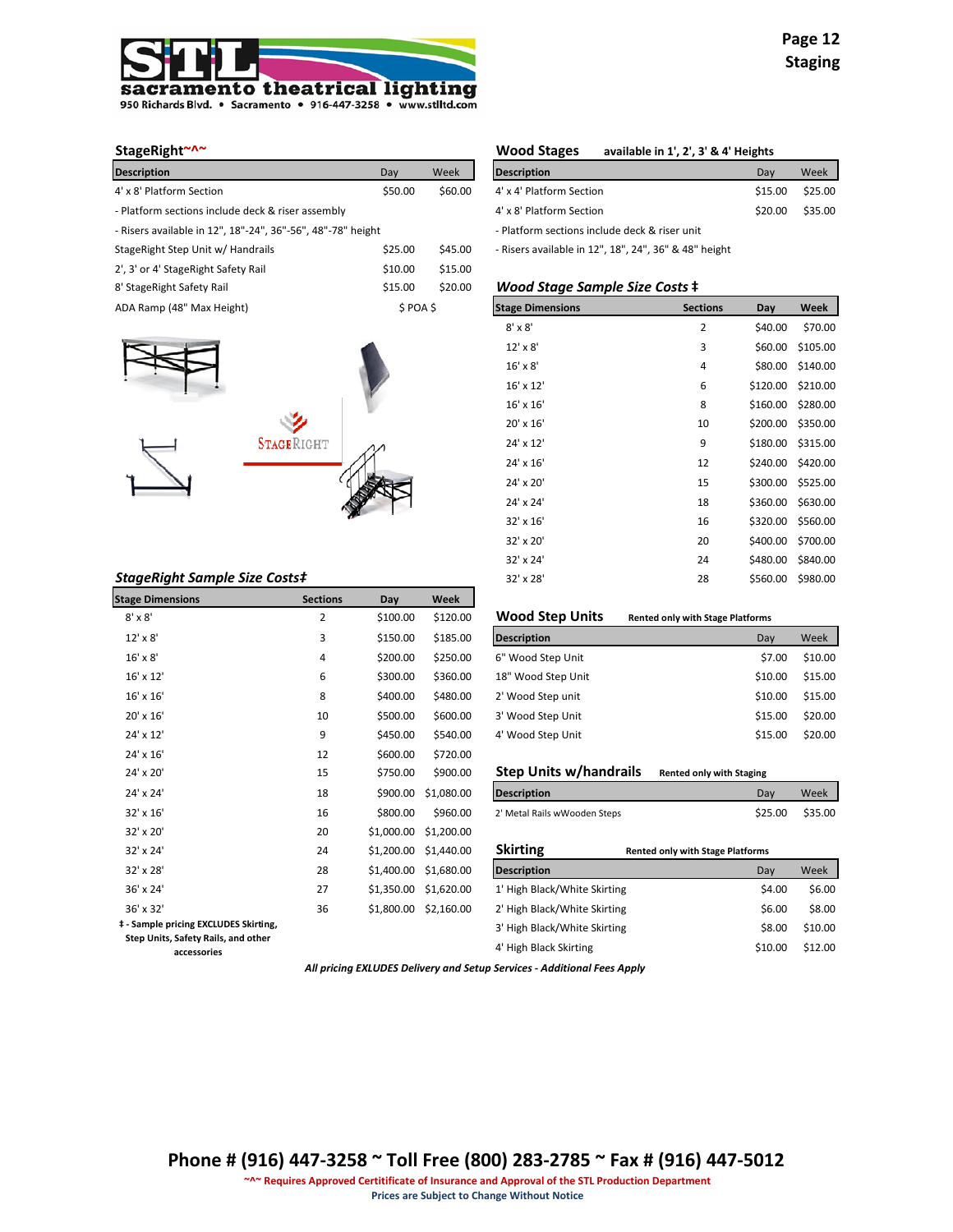Page 12
Staging

## StageRight~^~

| Description | Day | Week |
|---|---|---|
| 4' x 8' Platform Section | $50.00 | $60.00 |
| - Platform sections include deck & riser assembly | | |
| - Risers available in 12", 18"-24", 36"-56", 48"-78" height | | |
| StageRight Step Unit w/ Handrails | $25.00 | $45.00 |
| 2', 3' or 4' StageRight Safety Rail | $10.00 | $15.00 |
| 8' StageRight Safety Rail | $15.00 | $20.00 |
| ADA Ramp (48" Max Height) | $ POA $ | |

### *StageRight Sample Size Costs‡*

| Stage Dimensions | Sections | Day | Week |
|---|---|---|---|
| 8' x 8' | 2 | $100.00 | $120.00 |
| 12' x 8' | 3 | $150.00 | $185.00 |
| 16' x 8' | 4 | $200.00 | $250.00 |
| 16' x 12' | 6 | $300.00 | $360.00 |
| 16' x 16' | 8 | $400.00 | $480.00 |
| 20' x 16' | 10 | $500.00 | $600.00 |
| 24' x 12' | 9 | $450.00 | $540.00 |
| 24' x 16' | 12 | $600.00 | $720.00 |
| 24' x 20' | 15 | $750.00 | $900.00 |
| 24' x 24' | 18 | $900.00 | $1,080.00 |
| 32' x 16' | 16 | $800.00 | $960.00 |
| 32' x 20' | 20 | $1,000.00 | $1,200.00 |
| 32' x 24' | 24 | $1,200.00 | $1,440.00 |
| 32' x 28' | 28 | $1,400.00 | $1,680.00 |
| 36' x 24' | 27 | $1,350.00 | $1,620.00 |
| 36' x 32' | 36 | $1,800.00 | $2,160.00 |

**‡ - Sample pricing EXCLUDES Skirting, Step Units, Safety Rails, and other accessories**

## Wood Stages

**available in 1', 2', 3' & 4' Heights**

| Description | Day | Week |
|---|---|---|
| 4' x 4' Platform Section | $15.00 | $25.00 |
| 4' x 8' Platform Section | $20.00 | $35.00 |
| - Platform sections include deck & riser unit | | |
| - Risers available in 12", 18", 24", 36" & 48" height | | |

### *Wood Stage Sample Size Costs ‡*

| Stage Dimensions | Sections | Day | Week |
|---|---|---|---|
| 8' x 8' | 2 | $40.00 | $70.00 |
| 12' x 8' | 3 | $60.00 | $105.00 |
| 16' x 8' | 4 | $80.00 | $140.00 |
| 16' x 12' | 6 | $120.00 | $210.00 |
| 16' x 16' | 8 | $160.00 | $280.00 |
| 20' x 16' | 10 | $200.00 | $350.00 |
| 24' x 12' | 9 | $180.00 | $315.00 |
| 24' x 16' | 12 | $240.00 | $420.00 |
| 24' x 20' | 15 | $300.00 | $525.00 |
| 24' x 24' | 18 | $360.00 | $630.00 |
| 32' x 16' | 16 | $320.00 | $560.00 |
| 32' x 20' | 20 | $400.00 | $700.00 |
| 32' x 24' | 24 | $480.00 | $840.00 |
| 32' x 28' | 28 | $560.00 | $980.00 |

## Wood Step Units

**Rented only with Stage Platforms**

| Description | Day | Week |
|---|---|---|
| 6" Wood Step Unit | $7.00 | $10.00 |
| 18" Wood Step Unit | $10.00 | $15.00 |
| 2' Wood Step unit | $10.00 | $15.00 |
| 3' Wood Step Unit | $15.00 | $20.00 |
| 4' Wood Step Unit | $15.00 | $20.00 |

## Step Units w/handrails

**Rented only with Staging**

| Description | Day | Week |
|---|---|---|
| 2' Metal Rails wWooden Steps | $25.00 | $35.00 |

## Skirting

**Rented only with Stage Platforms**

| Description | Day | Week |
|---|---|---|
| 1' High Black/White Skirting | $4.00 | $6.00 |
| 2' High Black/White Skirting | $6.00 | $8.00 |
| 3' High Black/White Skirting | $8.00 | $10.00 |
| 4' High Black Skirting | $10.00 | $12.00 |

***All pricing EXLUDES Delivery and Setup Services - Additional Fees Apply***

**Phone # (916) 447-3258 ~ Toll Free (800) 283-2785 ~ Fax # (916) 447-5012**

**~^~ Requires Approved Certitificate of Insurance and Approval of the STL Production Department**

**Prices are Subject to Change Without Notice**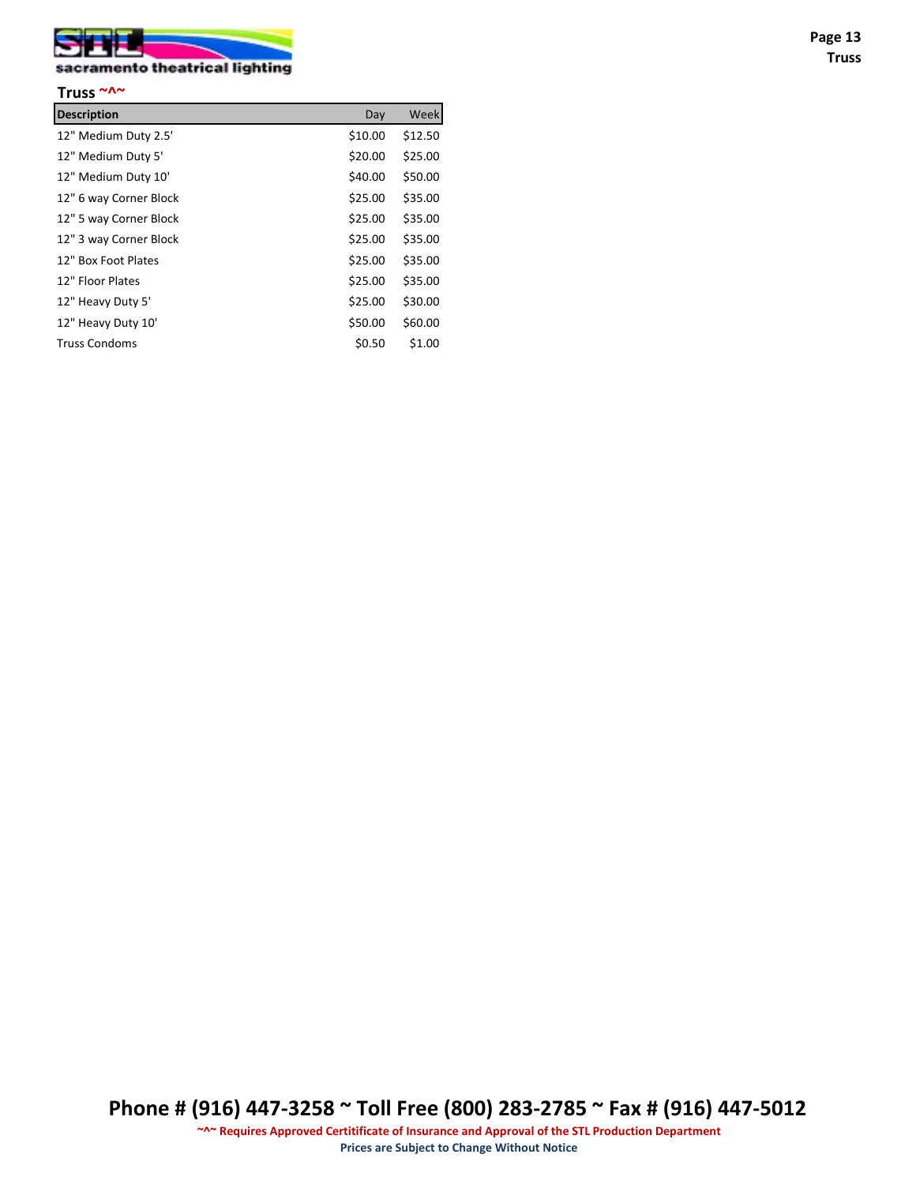sacramento theatrical lighting

## Truss ~^~

| Description | Day | Week |
|---|---|---|
| 12" Medium Duty 2.5' | $10.00 | $12.50 |
| 12" Medium Duty 5' | $20.00 | $25.00 |
| 12" Medium Duty 10' | $40.00 | $50.00 |
| 12" 6 way Corner Block | $25.00 | $35.00 |
| 12" 5 way Corner Block | $25.00 | $35.00 |
| 12" 3 way Corner Block | $25.00 | $35.00 |
| 12" Box Foot Plates | $25.00 | $35.00 |
| 12" Floor Plates | $25.00 | $35.00 |
| 12" Heavy Duty 5' | $25.00 | $30.00 |
| 12" Heavy Duty 10' | $50.00 | $60.00 |
| Truss Condoms | $0.50 | $1.00 |

**Phone # (916) 447-3258 ~ Toll Free (800) 283-2785 ~ Fax # (916) 447-5012**

**~^~ Requires Approved Certitificate of Insurance and Approval of the STL Production Department**

**Prices are Subject to Change Without Notice**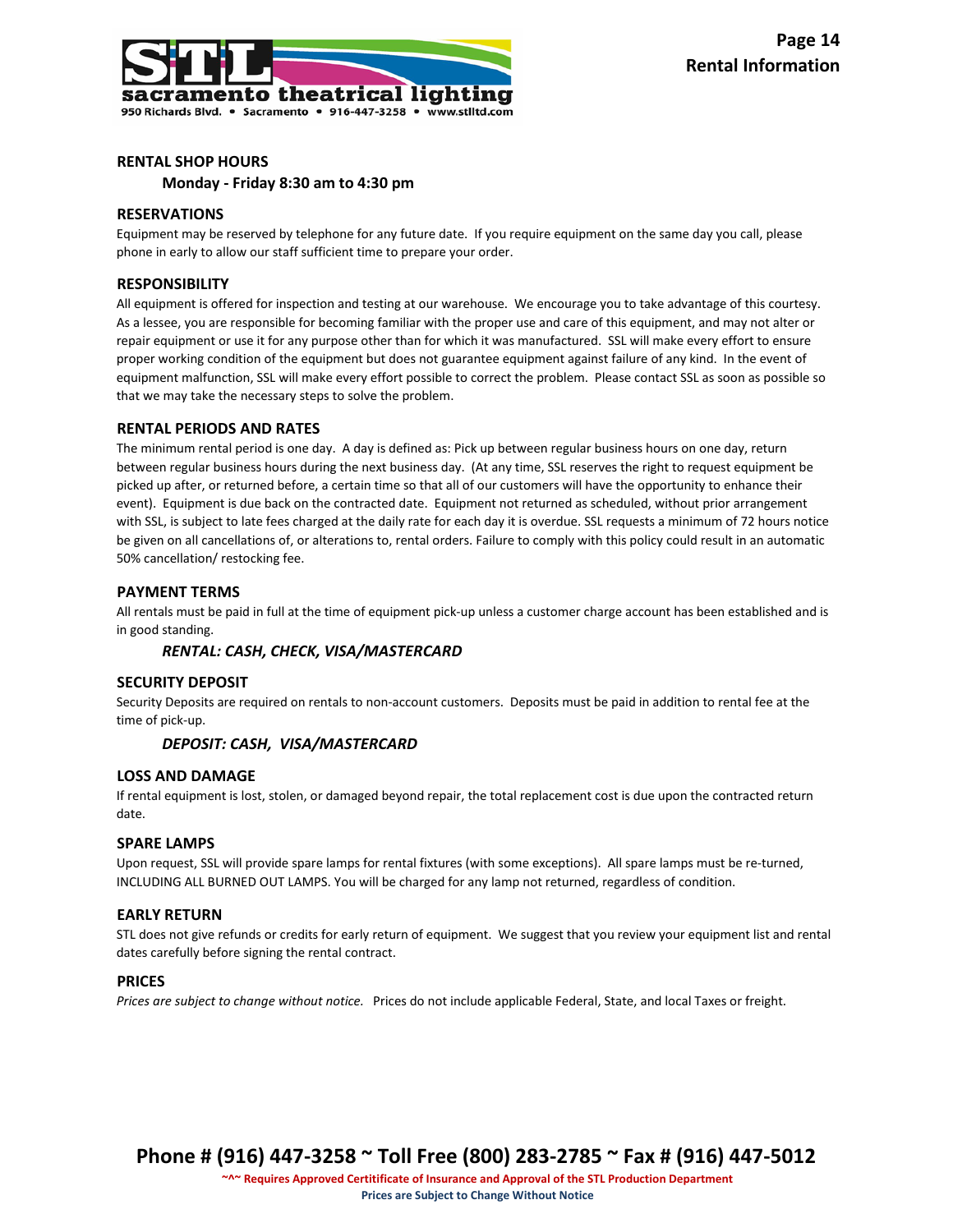## RENTAL SHOP HOURS

**Monday - Friday 8:30 am to 4:30 pm**

## RESERVATIONS

Equipment may be reserved by telephone for any future date. If you require equipment on the same day you call, please phone in early to allow our staff sufficient time to prepare your order.

## RESPONSIBILITY

All equipment is offered for inspection and testing at our warehouse. We encourage you to take advantage of this courtesy. As a lessee, you are responsible for becoming familiar with the proper use and care of this equipment, and may not alter or repair equipment or use it for any purpose other than for which it was manufactured. SSL will make every effort to ensure proper working condition of the equipment but does not guarantee equipment against failure of any kind. In the event of equipment malfunction, SSL will make every effort possible to correct the problem. Please contact SSL as soon as possible so that we may take the necessary steps to solve the problem.

## RENTAL PERIODS AND RATES

The minimum rental period is one day. A day is defined as: Pick up between regular business hours on one day, return between regular business hours during the next business day. (At any time, SSL reserves the right to request equipment be picked up after, or returned before, a certain time so that all of our customers will have the opportunity to enhance their event). Equipment is due back on the contracted date. Equipment not returned as scheduled, without prior arrangement with SSL, is subject to late fees charged at the daily rate for each day it is overdue. SSL requests a minimum of 72 hours notice be given on all cancellations of, or alterations to, rental orders. Failure to comply with this policy could result in an automatic 50% cancellation/ restocking fee.

## PAYMENT TERMS

All rentals must be paid in full at the time of equipment pick-up unless a customer charge account has been established and is in good standing.

***RENTAL: CASH, CHECK, VISA/MASTERCARD***

## SECURITY DEPOSIT

Security Deposits are required on rentals to non-account customers. Deposits must be paid in addition to rental fee at the time of pick-up.

***DEPOSIT: CASH, VISA/MASTERCARD***

## LOSS AND DAMAGE

If rental equipment is lost, stolen, or damaged beyond repair, the total replacement cost is due upon the contracted return date.

## SPARE LAMPS

Upon request, SSL will provide spare lamps for rental fixtures (with some exceptions). All spare lamps must be re-turned, INCLUDING ALL BURNED OUT LAMPS. You will be charged for any lamp not returned, regardless of condition.

## EARLY RETURN

STL does not give refunds or credits for early return of equipment. We suggest that you review your equipment list and rental dates carefully before signing the rental contract.

## PRICES

*Prices are subject to change without notice.* Prices do not include applicable Federal, State, and local Taxes or freight.